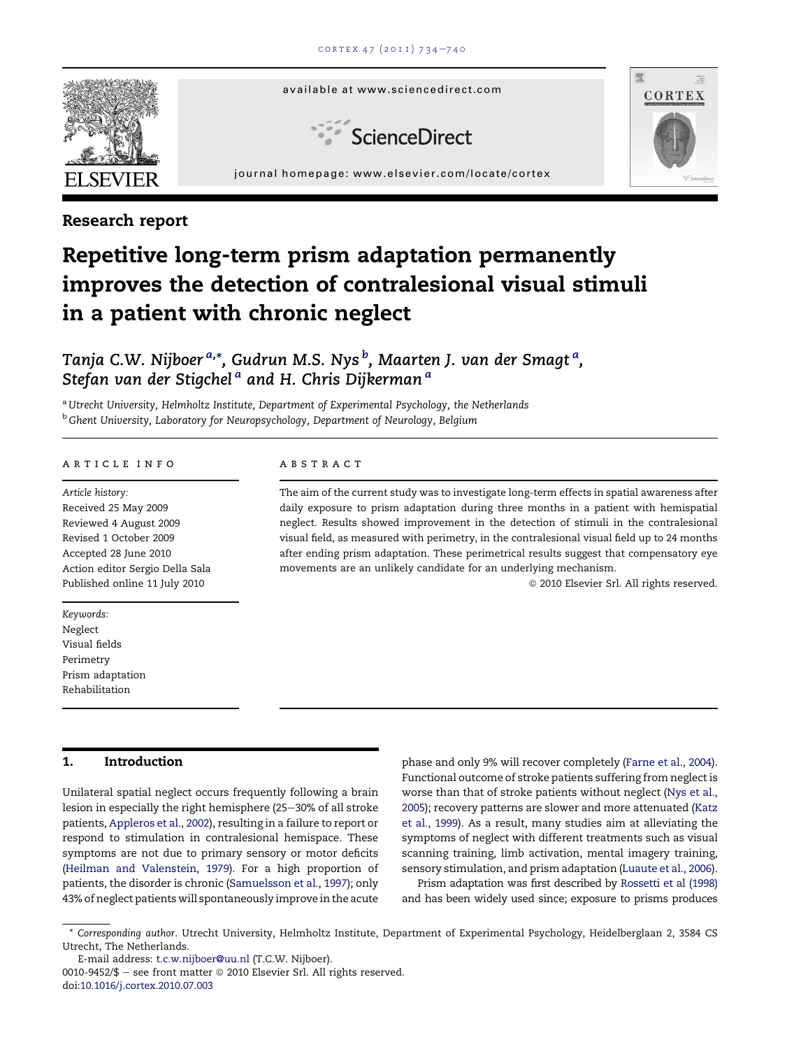Research report

# Repetitive long-term prism adaptation permanently improves the detection of contralesional visual stimuli in a patient with chronic neglect

*Tanja C.W. Nijboer* [a,*], *Gudrun M.S. Nys* [b], *Maarten J. van der Smagt* [a], *Stefan van der Stigchel* [a] and *H. Chris Dijkerman* [a]

[a] *Utrecht University, Helmholtz Institute, Department of Experimental Psychology, the Netherlands*

[b] *Ghent University, Laboratory for Neuropsychology, Department of Neurology, Belgium*

ARTICLE INFO

*Article history:*
Received 25 May 2009
Reviewed 4 August 2009
Revised 1 October 2009
Accepted 28 June 2010
Action editor Sergio Della Sala
Published online 11 July 2010

*Keywords:*
Neglect
Visual fields
Perimetry
Prism adaptation
Rehabilitation

ABSTRACT

The aim of the current study was to investigate long-term effects in spatial awareness after daily exposure to prism adaptation during three months in a patient with hemispatial neglect. Results showed improvement in the detection of stimuli in the contralesional visual field, as measured with perimetry, in the contralesional visual field up to 24 months after ending prism adaptation. These perimetrical results suggest that compensatory eye movements are an unlikely candidate for an underlying mechanism.

© 2010 Elsevier Srl. All rights reserved.

## 1. Introduction

Unilateral spatial neglect occurs frequently following a brain lesion in especially the right hemisphere (25–30% of all stroke patients, Appleros et al., 2002), resulting in a failure to report or respond to stimulation in contralesional hemispace. These symptoms are not due to primary sensory or motor deficits (Heilman and Valenstein, 1979). For a high proportion of patients, the disorder is chronic (Samuelsson et al., 1997); only 43% of neglect patients will spontaneously improve in the acute phase and only 9% will recover completely (Farne et al., 2004). Functional outcome of stroke patients suffering from neglect is worse than that of stroke patients without neglect (Nys et al., 2005); recovery patterns are slower and more attenuated (Katz et al., 1999). As a result, many studies aim at alleviating the symptoms of neglect with different treatments such as visual scanning training, limb activation, mental imagery training, sensory stimulation, and prism adaptation (Luaute et al., 2006).

Prism adaptation was first described by Rossetti et al (1998) and has been widely used since; exposure to prisms produces

* Corresponding author. Utrecht University, Helmholtz Institute, Department of Experimental Psychology, Heidelberglaan 2, 3584 CS Utrecht, The Netherlands.
E-mail address: t.c.w.nijboer@uu.nl (T.C.W. Nijboer).
0010-9452/$ – see front matter © 2010 Elsevier Srl. All rights reserved.
doi:10.1016/j.cortex.2010.07.003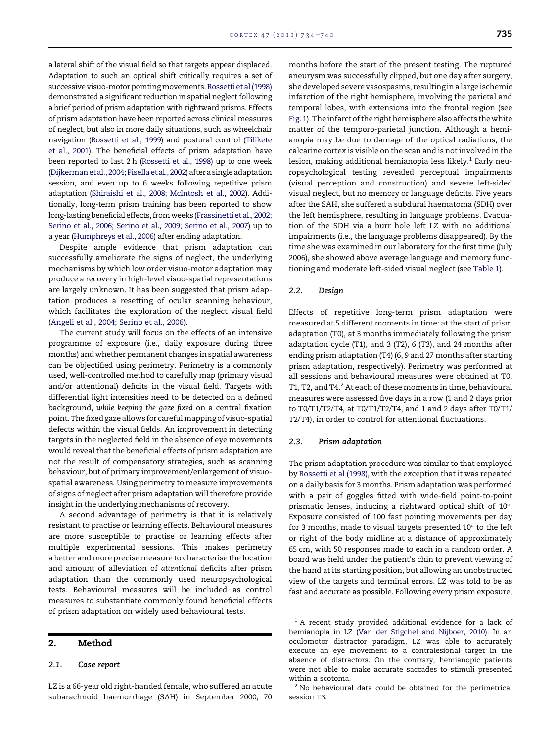a lateral shift of the visual field so that targets appear displaced. Adaptation to such an optical shift critically requires a set of successive visuo-motor pointing movements. Rossetti et al (1998) demonstrated a significant reduction in spatial neglect following a brief period of prism adaptation with rightward prisms. Effects of prism adaptation have been reported across clinical measures of neglect, but also in more daily situations, such as wheelchair navigation (Rossetti et al., 1999) and postural control (Tilikete et al., 2001). The beneficial effects of prism adaptation have been reported to last 2 h (Rossetti et al., 1998) up to one week (Dijkerman et al., 2004; Pisella et al., 2002) after a single adaptation session, and even up to 6 weeks following repetitive prism adaptation (Shiraishi et al., 2008; McIntosh et al., 2002). Additionally, long-term prism training has been reported to show long-lasting beneficial effects, from weeks (Frassinetti et al., 2002; Serino et al., 2006; Serino et al., 2009; Serino et al., 2007) up to a year (Humphreys et al., 2006) after ending adaptation.

Despite ample evidence that prism adaptation can successfully ameliorate the signs of neglect, the underlying mechanisms by which low order visuo-motor adaptation may produce a recovery in high-level visuo-spatial representations are largely unknown. It has been suggested that prism adaptation produces a resetting of ocular scanning behaviour, which facilitates the exploration of the neglect visual field (Angeli et al., 2004; Serino et al., 2006).

The current study will focus on the effects of an intensive programme of exposure (i.e., daily exposure during three months) and whether permanent changes in spatial awareness can be objectified using perimetry. Perimetry is a commonly used, well-controlled method to carefully map (primary visual and/or attentional) deficits in the visual field. Targets with differential light intensities need to be detected on a defined background, *while keeping the gaze fixed* on a central fixation point. The fixed gaze allows for careful mapping of visuo-spatial defects within the visual fields. An improvement in detecting targets in the neglected field in the absence of eye movements would reveal that the beneficial effects of prism adaptation are not the result of compensatory strategies, such as scanning behaviour, but of primary improvement/enlargement of visuo-spatial awareness. Using perimetry to measure improvements of signs of neglect after prism adaptation will therefore provide insight in the underlying mechanisms of recovery.

A second advantage of perimetry is that it is relatively resistant to practise or learning effects. Behavioural measures are more susceptible to practise or learning effects after multiple experimental sessions. This makes perimetry a better and more precise measure to characterise the location and amount of alleviation of *attentional* deficits after prism adaptation than the commonly used neuropsychological tests. Behavioural measures will be included as control measures to substantiate commonly found beneficial effects of prism adaptation on widely used behavioural tests.

## 2. Method

### 2.1. Case report

LZ is a 66-year old right-handed female, who suffered an acute subarachnoid haemorrhage (SAH) in September 2000, 70 months before the start of the present testing. The ruptured aneurysm was successfully clipped, but one day after surgery, she developed severe vasospasms, resulting in a large ischemic infarction of the right hemisphere, involving the parietal and temporal lobes, with extensions into the frontal region (see Fig. 1). The infarct of the right hemisphere also affects the white matter of the temporo-parietal junction. Although a hemianopia may be due to damage of the optical radiations, the calcarine cortex is visible on the scan and is not involved in the lesion, making additional hemianopia less likely.[1] Early neuropsychological testing revealed perceptual impairments (visual perception and construction) and severe left-sided visual neglect, but no memory or language deficits. Five years after the SAH, she suffered a subdural haematoma (SDH) over the left hemisphere, resulting in language problems. Evacuation of the SDH via a burr hole left LZ with no additional impairments (i.e., the language problems disappeared). By the time she was examined in our laboratory for the first time (July 2006), she showed above average language and memory functioning and moderate left-sided visual neglect (see Table 1).

### 2.2. Design

Effects of repetitive long-term prism adaptation were measured at 5 different moments in time: at the start of prism adaptation (T0), at 3 months immediately following the prism adaptation cycle (T1), and 3 (T2), 6 (T3), and 24 months after ending prism adaptation (T4) (6, 9 and 27 months after starting prism adaptation, respectively). Perimetry was performed at all sessions and behavioural measures were obtained at T0, T1, T2, and T4.[2] At each of these moments in time, behavioural measures were assessed five days in a row (1 and 2 days prior to T0/T1/T2/T4, at T0/T1/T2/T4, and 1 and 2 days after T0/T1/T2/T4), in order to control for attentional fluctuations.

### 2.3. Prism adaptation

The prism adaptation procedure was similar to that employed by Rossetti et al (1998), with the exception that it was repeated on a daily basis for 3 months. Prism adaptation was performed with a pair of goggles fitted with wide-field point-to-point prismatic lenses, inducing a rightward optical shift of 10°. Exposure consisted of 100 fast pointing movements per day for 3 months, made to visual targets presented 10° to the left or right of the body midline at a distance of approximately 65 cm, with 50 responses made to each in a random order. A board was held under the patient's chin to prevent viewing of the hand at its starting position, but allowing an unobstructed view of the targets and terminal errors. LZ was told to be as fast and accurate as possible. Following every prism exposure,

[1] A recent study provided additional evidence for a lack of hemianopia in LZ (Van der Stigchel and Nijboer, 2010). In an oculomotor distractor paradigm, LZ was able to accurately execute an eye movement to a contralesional target in the absence of distractors. On the contrary, hemianopic patients were not able to make accurate saccades to stimuli presented within a scotoma.

[2] No behavioural data could be obtained for the perimetrical session T3.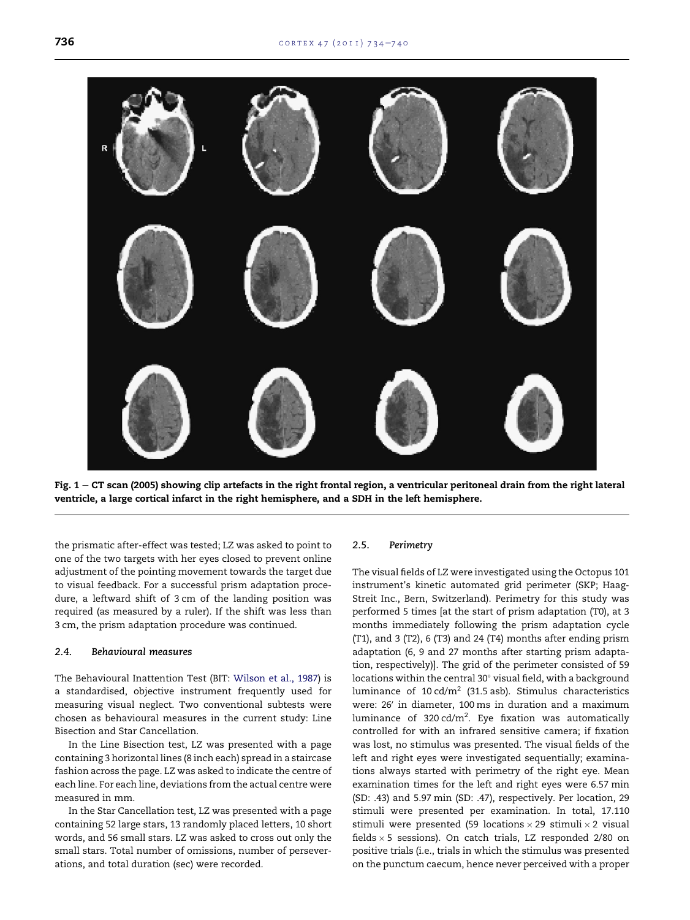Fig. 1 – CT scan (2005) showing clip artefacts in the right frontal region, a ventricular peritoneal drain from the right lateral ventricle, a large cortical infarct in the right hemisphere, and a SDH in the left hemisphere.

the prismatic after-effect was tested; LZ was asked to point to one of the two targets with her eyes closed to prevent online adjustment of the pointing movement towards the target due to visual feedback. For a successful prism adaptation procedure, a leftward shift of 3 cm of the landing position was required (as measured by a ruler). If the shift was less than 3 cm, the prism adaptation procedure was continued.

### 2.4. Behavioural measures

The Behavioural Inattention Test (BIT: Wilson et al., 1987) is a standardised, objective instrument frequently used for measuring visual neglect. Two conventional subtests were chosen as behavioural measures in the current study: Line Bisection and Star Cancellation.

In the Line Bisection test, LZ was presented with a page containing 3 horizontal lines (8 inch each) spread in a staircase fashion across the page. LZ was asked to indicate the centre of each line. For each line, deviations from the actual centre were measured in mm.

In the Star Cancellation test, LZ was presented with a page containing 52 large stars, 13 randomly placed letters, 10 short words, and 56 small stars. LZ was asked to cross out only the small stars. Total number of omissions, number of perseverations, and total duration (sec) were recorded.

### 2.5. Perimetry

The visual fields of LZ were investigated using the Octopus 101 instrument's kinetic automated grid perimeter (SKP; Haag-Streit Inc., Bern, Switzerland). Perimetry for this study was performed 5 times [at the start of prism adaptation (T0), at 3 months immediately following the prism adaptation cycle (T1), and 3 (T2), 6 (T3) and 24 (T4) months after ending prism adaptation (6, 9 and 27 months after starting prism adaptation, respectively)]. The grid of the perimeter consisted of 59 locations within the central 30° visual field, with a background luminance of 10 cd/m$^2$ (31.5 asb). Stimulus characteristics were: 26′ in diameter, 100 ms in duration and a maximum luminance of 320 cd/m$^2$. Eye fixation was automatically controlled for with an infrared sensitive camera; if fixation was lost, no stimulus was presented. The visual fields of the left and right eyes were investigated sequentially; examinations always started with perimetry of the right eye. Mean examination times for the left and right eyes were 6.57 min (SD: .43) and 5.97 min (SD: .47), respectively. Per location, 29 stimuli were presented per examination. In total, 17.110 stimuli were presented (59 locations × 29 stimuli × 2 visual fields × 5 sessions). On catch trials, LZ responded 2/80 on positive trials (i.e., trials in which the stimulus was presented on the punctum caecum, hence never perceived with a proper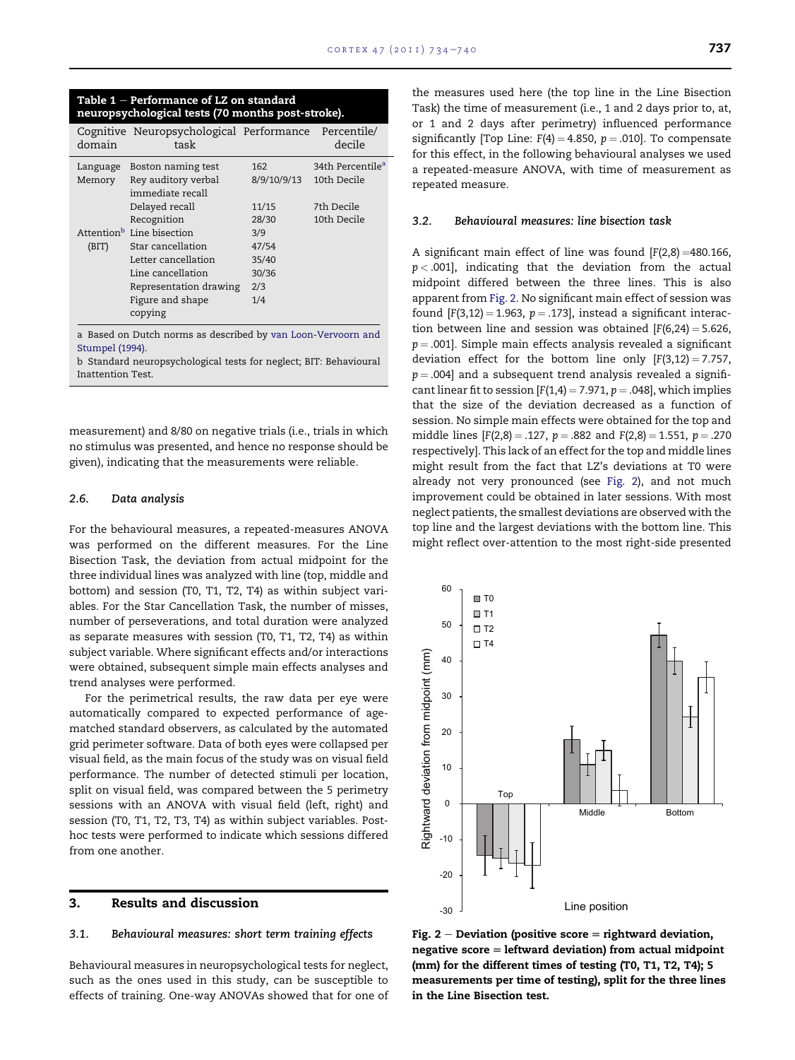**Table 1 – Performance of LZ on standard neuropsychological tests (70 months post-stroke).**

| Cognitive domain | Neuropsychological task | Performance | Percentile/ decile |
|---|---|---|---|
| Language | Boston naming test | 162 | 34th Percentile[a] |
| Memory | Rey auditory verbal immediate recall | 8/9/10/9/13 | 10th Decile |
| | Delayed recall | 11/15 | 7th Decile |
| | Recognition | 28/30 | 10th Decile |
| Attention[b] (BIT) | Line bisection | 3/9 | |
| | Star cancellation | 47/54 | |
| | Letter cancellation | 35/40 | |
| | Line cancellation | 30/36 | |
| | Representation drawing | 2/3 | |
| | Figure and shape copying | 1/4 | |

a Based on Dutch norms as described by van Loon-Vervoorn and Stumpel (1994).

b Standard neuropsychological tests for neglect; BIT: Behavioural Inattention Test.

measurement) and 8/80 on negative trials (i.e., trials in which no stimulus was presented, and hence no response should be given), indicating that the measurements were reliable.

### 2.6. Data analysis

For the behavioural measures, a repeated-measures ANOVA was performed on the different measures. For the Line Bisection Task, the deviation from actual midpoint for the three individual lines was analyzed with line (top, middle and bottom) and session (T0, T1, T2, T4) as within subject variables. For the Star Cancellation Task, the number of misses, number of perseverations, and total duration were analyzed as separate measures with session (T0, T1, T2, T4) as within subject variable. Where significant effects and/or interactions were obtained, subsequent simple main effects analyses and trend analyses were performed.

For the perimetrical results, the raw data per eye were automatically compared to expected performance of age-matched standard observers, as calculated by the automated grid perimeter software. Data of both eyes were collapsed per visual field, as the main focus of the study was on visual field performance. The number of detected stimuli per location, split on visual field, was compared between the 5 perimetry sessions with an ANOVA with visual field (left, right) and session (T0, T1, T2, T3, T4) as within subject variables. Post-hoc tests were performed to indicate which sessions differed from one another.

## 3. Results and discussion

### 3.1. Behavioural measures: short term training effects

Behavioural measures in neuropsychological tests for neglect, such as the ones used in this study, can be susceptible to effects of training. One-way ANOVAs showed that for one of the measures used here (the top line in the Line Bisection Task) the time of measurement (i.e., 1 and 2 days prior to, at, or 1 and 2 days after perimetry) influenced performance significantly [Top Line: $F(4) = 4.850$, $p = .010$]. To compensate for this effect, in the following behavioural analyses we used a repeated-measure ANOVA, with time of measurement as repeated measure.

### 3.2. Behavioural measures: line bisection task

A significant main effect of line was found [$F(2,8) = 480.166$, $p < .001$], indicating that the deviation from the actual midpoint differed between the three lines. This is also apparent from Fig. 2. No significant main effect of session was found [$F(3,12) = 1.963$, $p = .173$], instead a significant interaction between line and session was obtained [$F(6,24) = 5.626$, $p = .001$]. Simple main effects analysis revealed a significant deviation effect for the bottom line only [$F(3,12) = 7.757$, $p = .004$] and a subsequent trend analysis revealed a significant linear fit to session [$F(1,4) = 7.971$, $p = .048$], which implies that the size of the deviation decreased as a function of session. No simple main effects were obtained for the top and middle lines [$F(2,8) = .127$, $p = .882$ and $F(2,8) = 1.551$, $p = .270$ respectively]. This lack of an effect for the top and middle lines might result from the fact that LZ's deviations at T0 were already not very pronounced (see Fig. 2), and not much improvement could be obtained in later sessions. With most neglect patients, the smallest deviations are observed with the top line and the largest deviations with the bottom line. This might reflect over-attention to the most right-side presented

**Fig. 2 – Deviation (positive score = rightward deviation, negative score = leftward deviation) from actual midpoint (mm) for the different times of testing (T0, T1, T2, T4); 5 measurements per time of testing), split for the three lines in the Line Bisection test.**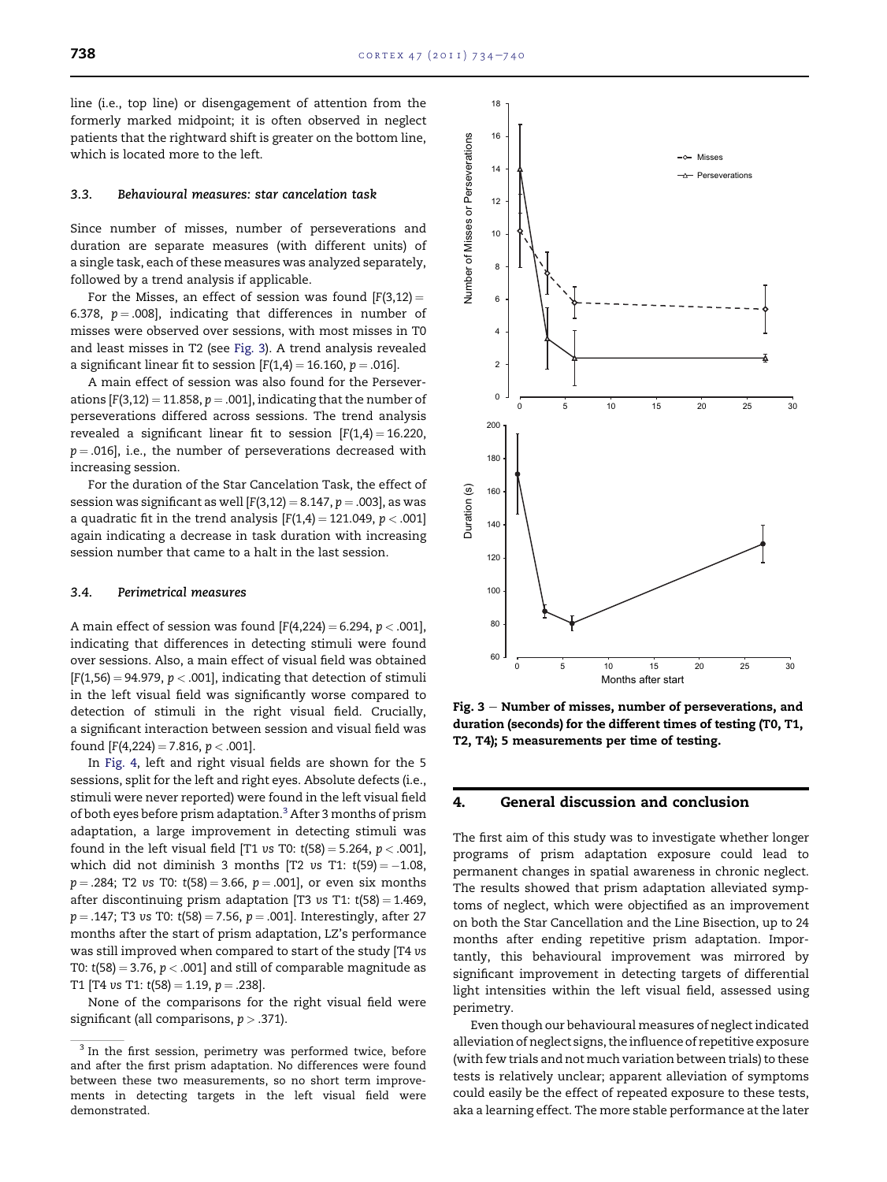line (i.e., top line) or disengagement of attention from the formerly marked midpoint; it is often observed in neglect patients that the rightward shift is greater on the bottom line, which is located more to the left.

### 3.3. Behavioural measures: star cancelation task

Since number of misses, number of perseverations and duration are separate measures (with different units) of a single task, each of these measures was analyzed separately, followed by a trend analysis if applicable.

For the Misses, an effect of session was found [$F(3,12) = 6.378$, $p = .008$], indicating that differences in number of misses were observed over sessions, with most misses in T0 and least misses in T2 (see Fig. 3). A trend analysis revealed a significant linear fit to session [$F(1,4) = 16.160$, $p = .016$].

A main effect of session was also found for the Perseverations [$F(3,12) = 11.858$, $p = .001$], indicating that the number of perseverations differed across sessions. The trend analysis revealed a significant linear fit to session [$F(1,4) = 16.220$, $p = .016$], i.e., the number of perseverations decreased with increasing session.

For the duration of the Star Cancelation Task, the effect of session was significant as well [$F(3,12) = 8.147$, $p = .003$], as was a quadratic fit in the trend analysis [$F(1,4) = 121.049$, $p < .001$] again indicating a decrease in task duration with increasing session number that came to a halt in the last session.

### 3.4. Perimetrical measures

A main effect of session was found [$F(4,224) = 6.294$, $p < .001$], indicating that differences in detecting stimuli were found over sessions. Also, a main effect of visual field was obtained [$F(1,56) = 94.979$, $p < .001$], indicating that detection of stimuli in the left visual field was significantly worse compared to detection of stimuli in the right visual field. Crucially, a significant interaction between session and visual field was found [$F(4,224) = 7.816$, $p < .001$].

In Fig. 4, left and right visual fields are shown for the 5 sessions, split for the left and right eyes. Absolute defects (i.e., stimuli were never reported) were found in the left visual field of both eyes before prism adaptation.[3] After 3 months of prism adaptation, a large improvement in detecting stimuli was found in the left visual field [T1 *vs* T0: $t(58) = 5.264$, $p < .001$], which did not diminish 3 months [T2 *vs* T1: $t(59) = -1.08$, $p = .284$; T2 *vs* T0: $t(58) = 3.66$, $p = .001$], or even six months after discontinuing prism adaptation [T3 *vs* T1: $t(58) = 1.469$, $p = .147$; T3 *vs* T0: $t(58) = 7.56$, $p = .001$]. Interestingly, after 27 months after the start of prism adaptation, LZ's performance was still improved when compared to start of the study [T4 *vs* T0: $t(58) = 3.76$, $p < .001$] and still of comparable magnitude as T1 [T4 *vs* T1: $t(58) = 1.19$, $p = .238$].

None of the comparisons for the right visual field were significant (all comparisons, $p > .371$).

[3] In the first session, perimetry was performed twice, before and after the first prism adaptation. No differences were found between these two measurements, so no short term improvements in detecting targets in the left visual field were demonstrated.

**Fig. 3 – Number of misses, number of perseverations, and duration (seconds) for the different times of testing (T0, T1, T2, T4); 5 measurements per time of testing.**

## 4. General discussion and conclusion

The first aim of this study was to investigate whether longer programs of prism adaptation exposure could lead to permanent changes in spatial awareness in chronic neglect. The results showed that prism adaptation alleviated symptoms of neglect, which were objectified as an improvement on both the Star Cancellation and the Line Bisection, up to 24 months after ending repetitive prism adaptation. Importantly, this behavioural improvement was mirrored by significant improvement in detecting targets of differential light intensities within the left visual field, assessed using perimetry.

Even though our behavioural measures of neglect indicated alleviation of neglect signs, the influence of repetitive exposure (with few trials and not much variation between trials) to these tests is relatively unclear; apparent alleviation of symptoms could easily be the effect of repeated exposure to these tests, aka a learning effect. The more stable performance at the later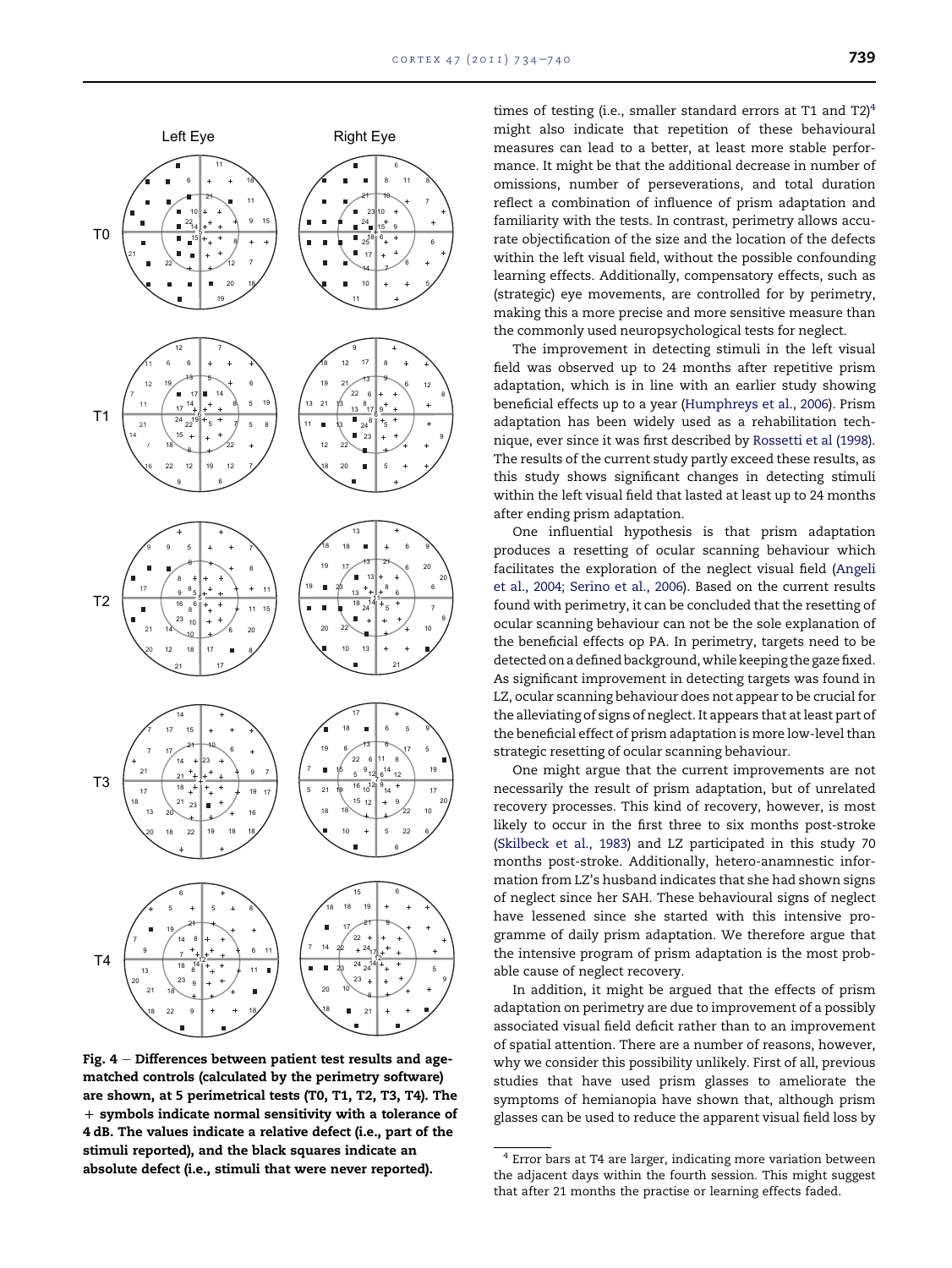Left Eye

Right Eye

T0

T1

T2

T3

T4

**Fig. 4 – Differences between patient test results and age-matched controls (calculated by the perimetry software) are shown, at 5 perimetrical tests (T0, T1, T2, T3, T4). The + symbols indicate normal sensitivity with a tolerance of 4 dB. The values indicate a relative defect (i.e., part of the stimuli reported), and the black squares indicate an absolute defect (i.e., stimuli that were never reported).**

times of testing (i.e., smaller standard errors at T1 and T2)[4] might also indicate that repetition of these behavioural measures can lead to a better, at least more stable performance. It might be that the additional decrease in number of omissions, number of perseverations, and total duration reflect a combination of influence of prism adaptation and familiarity with the tests. In contrast, perimetry allows accurate objectification of the size and the location of the defects within the left visual field, without the possible confounding learning effects. Additionally, compensatory effects, such as (strategic) eye movements, are controlled for by perimetry, making this a more precise and more sensitive measure than the commonly used neuropsychological tests for neglect.

The improvement in detecting stimuli in the left visual field was observed up to 24 months after repetitive prism adaptation, which is in line with an earlier study showing beneficial effects up to a year (Humphreys et al., 2006). Prism adaptation has been widely used as a rehabilitation technique, ever since it was first described by Rossetti et al (1998). The results of the current study partly exceed these results, as this study shows significant changes in detecting stimuli within the left visual field that lasted at least up to 24 months after ending prism adaptation.

One influential hypothesis is that prism adaptation produces a resetting of ocular scanning behaviour which facilitates the exploration of the neglect visual field (Angeli et al., 2004; Serino et al., 2006). Based on the current results found with perimetry, it can be concluded that the resetting of ocular scanning behaviour can not be the sole explanation of the beneficial effects op PA. In perimetry, targets need to be detected on a defined background, while keeping the gaze fixed. As significant improvement in detecting targets was found in LZ, ocular scanning behaviour does not appear to be crucial for the alleviating of signs of neglect. It appears that at least part of the beneficial effect of prism adaptation is more low-level than strategic resetting of ocular scanning behaviour.

One might argue that the current improvements are not necessarily the result of prism adaptation, but of unrelated recovery processes. This kind of recovery, however, is most likely to occur in the first three to six months post-stroke (Skilbeck et al., 1983) and LZ participated in this study 70 months post-stroke. Additionally, hetero-anamnestic information from LZ's husband indicates that she had shown signs of neglect since her SAH. These behavioural signs of neglect have lessened since she started with this intensive programme of daily prism adaptation. We therefore argue that the intensive program of prism adaptation is the most probable cause of neglect recovery.

In addition, it might be argued that the effects of prism adaptation on perimetry are due to improvement of a possibly associated visual field deficit rather than to an improvement of spatial attention. There are a number of reasons, however, why we consider this possibility unlikely. First of all, previous studies that have used prism glasses to ameliorate the symptoms of hemianopia have shown that, although prism glasses can be used to reduce the apparent visual field loss by

[4] Error bars at T4 are larger, indicating more variation between the adjacent days within the fourth session. This might suggest that after 21 months the practise or learning effects faded.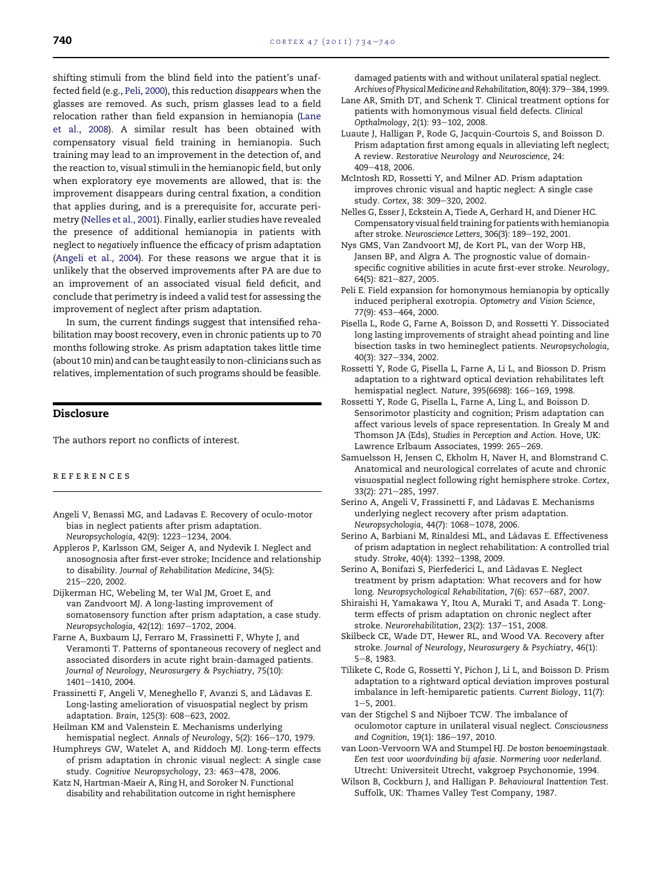shifting stimuli from the blind field into the patient's unaffected field (e.g., Peli, 2000), this reduction *disappears* when the glasses are removed. As such, prism glasses lead to a field relocation rather than field expansion in hemianopia (Lane et al., 2008). A similar result has been obtained with compensatory visual field training in hemianopia. Such training may lead to an improvement in the detection of, and the reaction to, visual stimuli in the hemianopic field, but only when exploratory eye movements are allowed, that is: the improvement disappears during central fixation, a condition that applies during, and is a prerequisite for, accurate perimetry (Nelles et al., 2001). Finally, earlier studies have revealed the presence of additional hemianopia in patients with neglect to *negatively* influence the efficacy of prism adaptation (Angeli et al., 2004). For these reasons we argue that it is unlikely that the observed improvements after PA are due to an improvement of an associated visual field deficit, and conclude that perimetry is indeed a valid test for assessing the improvement of neglect after prism adaptation.

In sum, the current findings suggest that intensified rehabilitation may boost recovery, even in chronic patients up to 70 months following stroke. As prism adaptation takes little time (about 10 min) and can be taught easily to non-clinicians such as relatives, implementation of such programs should be feasible.

## Disclosure

The authors report no conflicts of interest.

## References

Angeli V, Benassi MG, and Ladavas E. Recovery of oculo-motor bias in neglect patients after prism adaptation. *Neuropsychologia*, 42(9): 1223–1234, 2004.

Appleros P, Karlsson GM, Seiger A, and Nydevik I. Neglect and anosognosia after first-ever stroke; Incidence and relationship to disability. *Journal of Rehabilitation Medicine*, 34(5): 215–220, 2002.

Dijkerman HC, Webeling M, ter Wal JM, Groet E, and van Zandvoort MJ. A long-lasting improvement of somatosensory function after prism adaptation, a case study. *Neuropsychologia*, 42(12): 1697–1702, 2004.

Farne A, Buxbaum LJ, Ferraro M, Frassinetti F, Whyte J, and Veramonti T. Patterns of spontaneous recovery of neglect and associated disorders in acute right brain-damaged patients. *Journal of Neurology, Neurosurgery & Psychiatry*, 75(10): 1401–1410, 2004.

Frassinetti F, Angeli V, Meneghello F, Avanzi S, and Làdavas E. Long-lasting amelioration of visuospatial neglect by prism adaptation. *Brain*, 125(3): 608–623, 2002.

Heilman KM and Valenstein E. Mechanisms underlying hemispatial neglect. *Annals of Neurology*, 5(2): 166–170, 1979.

Humphreys GW, Watelet A, and Riddoch MJ. Long-term effects of prism adaptation in chronic visual neglect: A single case study. *Cognitive Neuropsychology*, 23: 463–478, 2006.

Katz N, Hartman-Maeir A, Ring H, and Soroker N. Functional disability and rehabilitation outcome in right hemisphere damaged patients with and without unilateral spatial neglect. *Archives of Physical Medicine and Rehabilitation*, 80(4): 379–384, 1999.

Lane AR, Smith DT, and Schenk T. Clinical treatment options for patients with homonymous visual field defects. *Clinical Opthalmology*, 2(1): 93–102, 2008.

Luaute J, Halligan P, Rode G, Jacquin-Courtois S, and Boisson D. Prism adaptation first among equals in alleviating left neglect; A review. *Restorative Neurology and Neuroscience*, 24: 409–418, 2006.

McIntosh RD, Rossetti Y, and Milner AD. Prism adaptation improves chronic visual and haptic neglect: A single case study. *Cortex*, 38: 309–320, 2002.

Nelles G, Esser J, Eckstein A, Tiede A, Gerhard H, and Diener HC. Compensatory visual field training for patients with hemianopia after stroke. *Neuroscience Letters*, 306(3): 189–192, 2001.

Nys GMS, Van Zandvoort MJ, de Kort PL, van der Worp HB, Jansen BP, and Algra A. The prognostic value of domain-specific cognitive abilities in acute first-ever stroke. *Neurology*, 64(5): 821–827, 2005.

Peli E. Field expansion for homonymous hemianopia by optically induced peripheral exotropia. *Optometry and Vision Science*, 77(9): 453–464, 2000.

Pisella L, Rode G, Farne A, Boisson D, and Rossetti Y. Dissociated long lasting improvements of straight ahead pointing and line bisection tasks in two hemineglect patients. *Neuropsychologia*, 40(3): 327–334, 2002.

Rossetti Y, Rode G, Pisella L, Farne A, Li L, and Biosson D. Prism adaptation to a rightward optical deviation rehabilitates left hemispatial neglect. *Nature*, 395(6698): 166–169, 1998.

Rossetti Y, Rode G, Pisella L, Farne A, Ling L, and Boisson D. Sensorimotor plasticity and cognition; Prism adaptation can affect various levels of space representation. In Grealy M and Thomson JA (Eds), *Studies in Perception and Action*. Hove, UK: Lawrence Erlbaum Associates, 1999: 265–269.

Samuelsson H, Jensen C, Ekholm H, Naver H, and Blomstrand C. Anatomical and neurological correlates of acute and chronic visuospatial neglect following right hemisphere stroke. *Cortex*, 33(2): 271–285, 1997.

Serino A, Angeli V, Frassinetti F, and Làdavas E. Mechanisms underlying neglect recovery after prism adaptation. *Neuropsychologia*, 44(7): 1068–1078, 2006.

Serino A, Barbiani M, Rinaldesi ML, and Làdavas E. Effectiveness of prism adaptation in neglect rehabilitation: A controlled trial study. *Stroke*, 40(4): 1392–1398, 2009.

Serino A, Bonifazi S, Pierfederici L, and Làdavas E. Neglect treatment by prism adaptation: What recovers and for how long. *Neuropsychological Rehabilitation*, 7(6): 657–687, 2007.

Shiraishi H, Yamakawa Y, Itou A, Muraki T, and Asada T. Long-term effects of prism adaptation on chronic neglect after stroke. *Neurorehabilitation*, 23(2): 137–151, 2008.

Skilbeck CE, Wade DT, Hewer RL, and Wood VA. Recovery after stroke. *Journal of Neurology, Neurosurgery & Psychiatry*, 46(1): 5–8, 1983.

Tilikete C, Rode G, Rossetti Y, Pichon J, Li L, and Boisson D. Prism adaptation to a rightward optical deviation improves postural imbalance in left-hemiparetic patients. *Current Biology*, 11(7): 1–5, 2001.

van der Stigchel S and Nijboer TCW. The imbalance of oculomotor capture in unilateral visual neglect. *Consciousness and Cognition*, 19(1): 186–197, 2010.

van Loon-Vervoorn WA and Stumpel HJ. *De boston benoemingstaak. Een test voor woordvinding bij afasie. Normering voor nederland*. Utrecht: Universiteit Utrecht, vakgroep Psychonomie, 1994.

Wilson B, Cockburn J, and Halligan P. *Behavioural Inattention Test*. Suffolk, UK: Thames Valley Test Company, 1987.